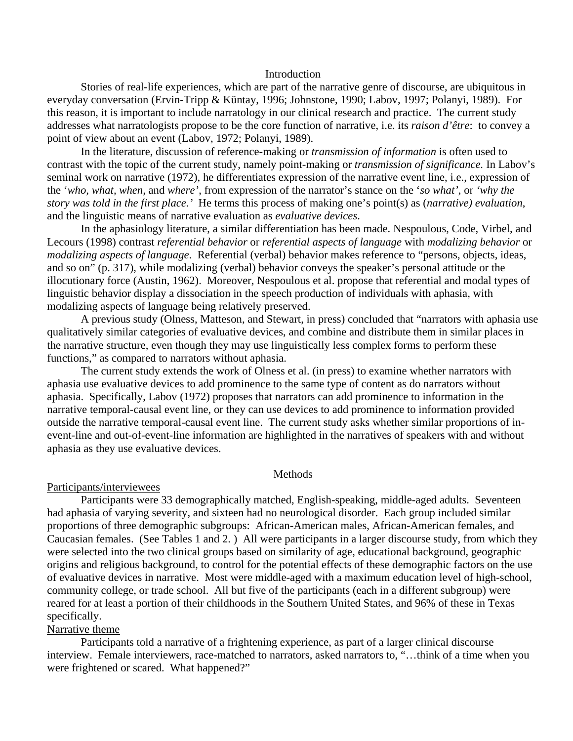# Introduction

Stories of real-life experiences, which are part of the narrative genre of discourse, are ubiquitous in everyday conversation (Ervin-Tripp & Küntay, 1996; Johnstone, 1990; Labov, 1997; Polanyi, 1989). For this reason, it is important to include narratology in our clinical research and practice. The current study addresses what narratologists propose to be the core function of narrative, i.e. its *raison d'être*: to convey a point of view about an event (Labov, 1972; Polanyi, 1989).

In the literature, discussion of reference-making or *transmission of information* is often used to contrast with the topic of the current study, namely point-making or *transmission of significance.* In Labov's seminal work on narrative (1972), he differentiates expression of the narrative event line, i.e., expression of the '*who, what, when,* and *where*', from expression of the narrator's stance on the '*so what*', or *'why the story was told in the first place.'* He terms this process of making one's point(s) as (*narrative) evaluation*, and the linguistic means of narrative evaluation as *evaluative devices*.

In the aphasiology literature, a similar differentiation has been made. Nespoulous, Code, Virbel, and Lecours (1998) contrast *referential behavior* or *referential aspects of language* with *modalizing behavior* or *modalizing aspects of language*. Referential (verbal) behavior makes reference to "persons, objects, ideas, and so on" (p. 317), while modalizing (verbal) behavior conveys the speaker's personal attitude or the illocutionary force (Austin, 1962). Moreover, Nespoulous et al. propose that referential and modal types of linguistic behavior display a dissociation in the speech production of individuals with aphasia, with modalizing aspects of language being relatively preserved.

A previous study (Olness, Matteson, and Stewart, in press) concluded that "narrators with aphasia use qualitatively similar categories of evaluative devices, and combine and distribute them in similar places in the narrative structure, even though they may use linguistically less complex forms to perform these functions," as compared to narrators without aphasia.

The current study extends the work of Olness et al. (in press) to examine whether narrators with aphasia use evaluative devices to add prominence to the same type of content as do narrators without aphasia. Specifically, Labov (1972) proposes that narrators can add prominence to information in the narrative temporal-causal event line, or they can use devices to add prominence to information provided outside the narrative temporal-causal event line. The current study asks whether similar proportions of in-event-line and out-of-event-line information are highlighted in the narratives of speakers with and without aphasia as they use evaluative devices.

# Methods

## Participants/interviewees

Participants were 33 demographically matched, English-speaking, middle-aged adults. Seventeen had aphasia of varying severity, and sixteen had no neurological disorder. Each group included similar proportions of three demographic subgroups: African-American males, African-American females, and Caucasian females. (See Tables 1 and 2. ) All were participants in a larger discourse study, from which they were selected into the two clinical groups based on similarity of age, educational background, geographic origins and religious background, to control for the potential effects of these demographic factors on the use of evaluative devices in narrative. Most were middle-aged with a maximum education level of high-school, community college, or trade school. All but five of the participants (each in a different subgroup) were reared for at least a portion of their childhoods in the Southern United States, and 96% of these in Texas specifically.

## Narrative theme

Participants told a narrative of a frightening experience, as part of a larger clinical discourse interview. Female interviewers, race-matched to narrators, asked narrators to, "…think of a time when you were frightened or scared. What happened?"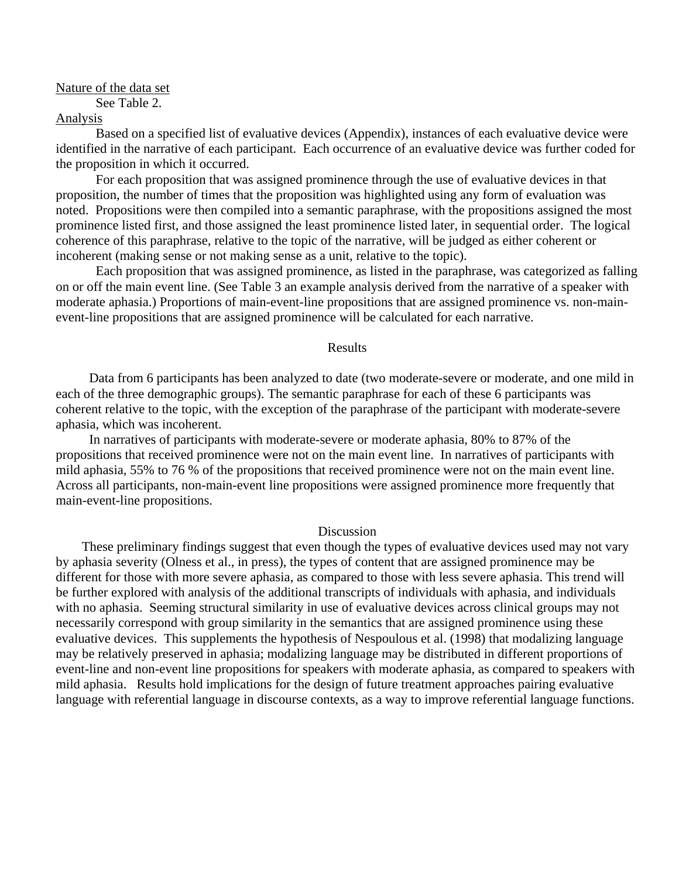Nature of the data set

See Table 2.

Analysis

Based on a specified list of evaluative devices (Appendix), instances of each evaluative device were identified in the narrative of each participant. Each occurrence of an evaluative device was further coded for the proposition in which it occurred.

For each proposition that was assigned prominence through the use of evaluative devices in that proposition, the number of times that the proposition was highlighted using any form of evaluation was noted. Propositions were then compiled into a semantic paraphrase, with the propositions assigned the most prominence listed first, and those assigned the least prominence listed later, in sequential order. The logical coherence of this paraphrase, relative to the topic of the narrative, will be judged as either coherent or incoherent (making sense or not making sense as a unit, relative to the topic).

Each proposition that was assigned prominence, as listed in the paraphrase, was categorized as falling on or off the main event line. (See Table 3 an example analysis derived from the narrative of a speaker with moderate aphasia.) Proportions of main-event-line propositions that are assigned prominence vs. non-main-event-line propositions that are assigned prominence will be calculated for each narrative.

## Results

Data from 6 participants has been analyzed to date (two moderate-severe or moderate, and one mild in each of the three demographic groups). The semantic paraphrase for each of these 6 participants was coherent relative to the topic, with the exception of the paraphrase of the participant with moderate-severe aphasia, which was incoherent.

In narratives of participants with moderate-severe or moderate aphasia, 80% to 87% of the propositions that received prominence were not on the main event line. In narratives of participants with mild aphasia, 55% to 76 % of the propositions that received prominence were not on the main event line. Across all participants, non-main-event line propositions were assigned prominence more frequently that main-event-line propositions.

## Discussion

These preliminary findings suggest that even though the types of evaluative devices used may not vary by aphasia severity (Olness et al., in press), the types of content that are assigned prominence may be different for those with more severe aphasia, as compared to those with less severe aphasia. This trend will be further explored with analysis of the additional transcripts of individuals with aphasia, and individuals with no aphasia. Seeming structural similarity in use of evaluative devices across clinical groups may not necessarily correspond with group similarity in the semantics that are assigned prominence using these evaluative devices. This supplements the hypothesis of Nespoulous et al. (1998) that modalizing language may be relatively preserved in aphasia; modalizing language may be distributed in different proportions of event-line and non-event line propositions for speakers with moderate aphasia, as compared to speakers with mild aphasia. Results hold implications for the design of future treatment approaches pairing evaluative language with referential language in discourse contexts, as a way to improve referential language functions.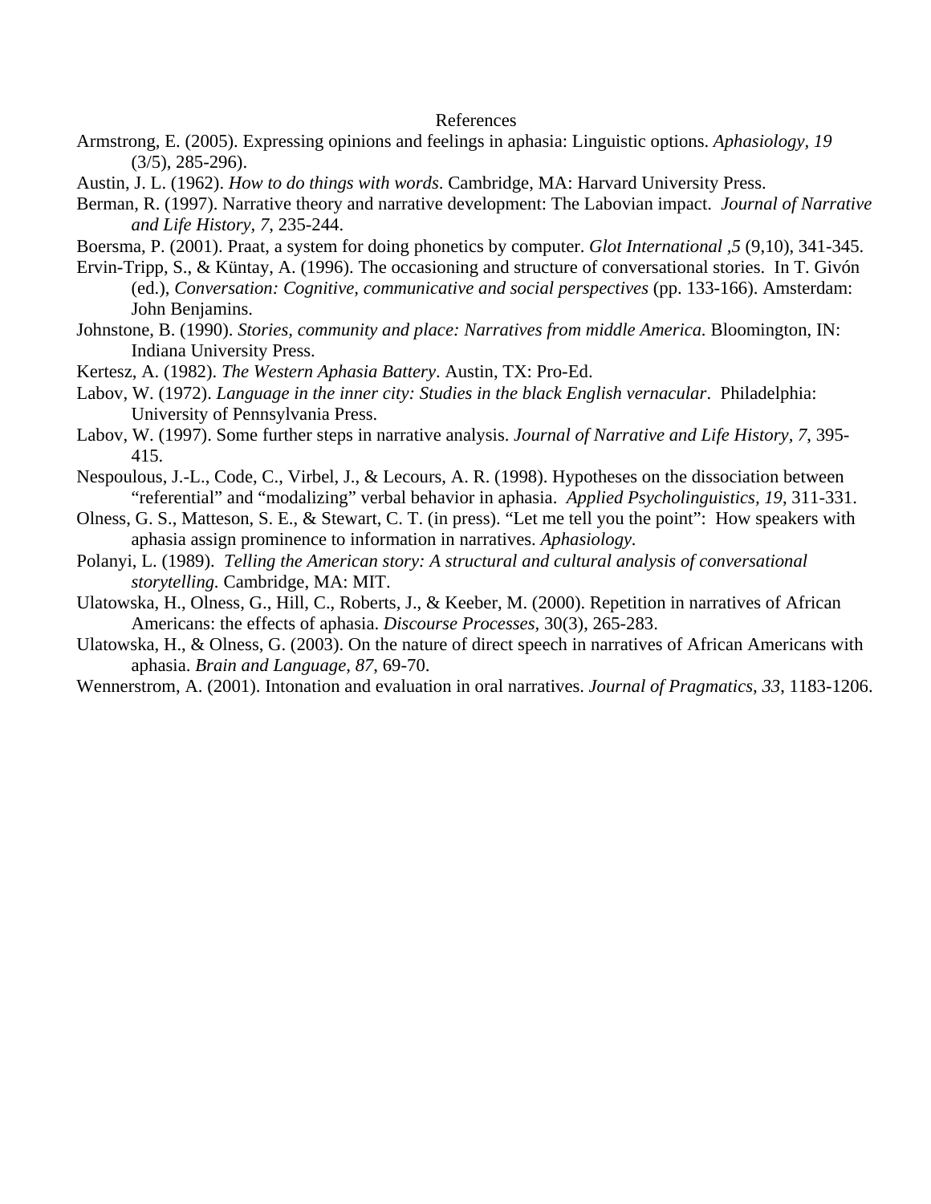# References

Armstrong, E. (2005). Expressing opinions and feelings in aphasia: Linguistic options. *Aphasiology, 19* (3/5), 285-296).

Austin, J. L. (1962). *How to do things with words*. Cambridge, MA: Harvard University Press.

Berman, R. (1997). Narrative theory and narrative development: The Labovian impact. *Journal of Narrative and Life History, 7,* 235-244.

Boersma, P. (2001). Praat, a system for doing phonetics by computer. *Glot International ,5* (9,10), 341-345.

Ervin-Tripp, S., & Küntay, A. (1996). The occasioning and structure of conversational stories. In T. Givón (ed.), *Conversation: Cognitive, communicative and social perspectives* (pp. 133-166). Amsterdam: John Benjamins.

Johnstone, B. (1990). *Stories, community and place: Narratives from middle America.* Bloomington, IN: Indiana University Press.

Kertesz, A. (1982). *The Western Aphasia Battery*. Austin, TX: Pro-Ed.

Labov, W. (1972). *Language in the inner city: Studies in the black English vernacular*. Philadelphia: University of Pennsylvania Press.

Labov, W. (1997). Some further steps in narrative analysis. *Journal of Narrative and Life History, 7,* 395-415.

Nespoulous, J.-L., Code, C., Virbel, J., & Lecours, A. R. (1998). Hypotheses on the dissociation between "referential" and "modalizing" verbal behavior in aphasia. *Applied Psycholinguistics, 19*, 311-331.

Olness, G. S., Matteson, S. E., & Stewart, C. T. (in press). "Let me tell you the point": How speakers with aphasia assign prominence to information in narratives. *Aphasiology.*

Polanyi, L. (1989). *Telling the American story: A structural and cultural analysis of conversational storytelling.* Cambridge, MA: MIT.

Ulatowska, H., Olness, G., Hill, C., Roberts, J., & Keeber, M. (2000). Repetition in narratives of African Americans: the effects of aphasia. *Discourse Processes,* 30(3), 265-283.

Ulatowska, H., & Olness, G. (2003). On the nature of direct speech in narratives of African Americans with aphasia. *Brain and Language, 87*, 69-70.

Wennerstrom, A. (2001). Intonation and evaluation in oral narratives. *Journal of Pragmatics, 33*, 1183-1206.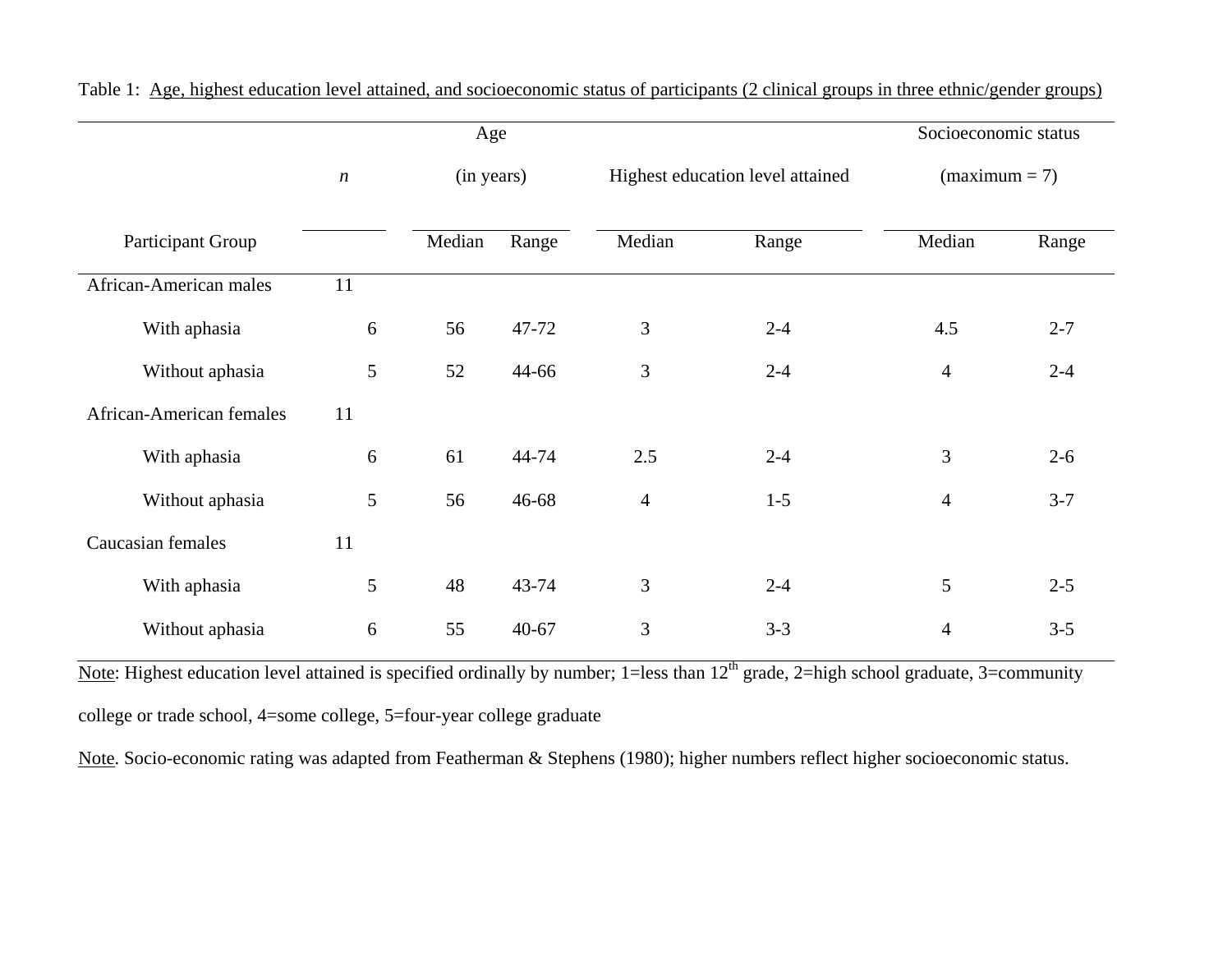Table 1: Age, highest education level attained, and socioeconomic status of participants (2 clinical groups in three ethnic/gender groups)

| Participant Group | *n* | Age (in years) | | Highest education level attained | | Socioeconomic status (maximum = 7) | |
|---|---|---|---|---|---|---|---|
| | | Median | Range | Median | Range | Median | Range |
| African-American males | 11 | | | | | | |
| With aphasia | 6 | 56 | 47-72 | 3 | 2-4 | 4.5 | 2-7 |
| Without aphasia | 5 | 52 | 44-66 | 3 | 2-4 | 4 | 2-4 |
| African-American females | 11 | | | | | | |
| With aphasia | 6 | 61 | 44-74 | 2.5 | 2-4 | 3 | 2-6 |
| Without aphasia | 5 | 56 | 46-68 | 4 | 1-5 | 4 | 3-7 |
| Caucasian females | 11 | | | | | | |
| With aphasia | 5 | 48 | 43-74 | 3 | 2-4 | 5 | 2-5 |
| Without aphasia | 6 | 55 | 40-67 | 3 | 3-3 | 4 | 3-5 |

Note: Highest education level attained is specified ordinally by number; 1=less than 12$^{th}$ grade, 2=high school graduate, 3=community college or trade school, 4=some college, 5=four-year college graduate

Note. Socio-economic rating was adapted from Featherman & Stephens (1980); higher numbers reflect higher socioeconomic status.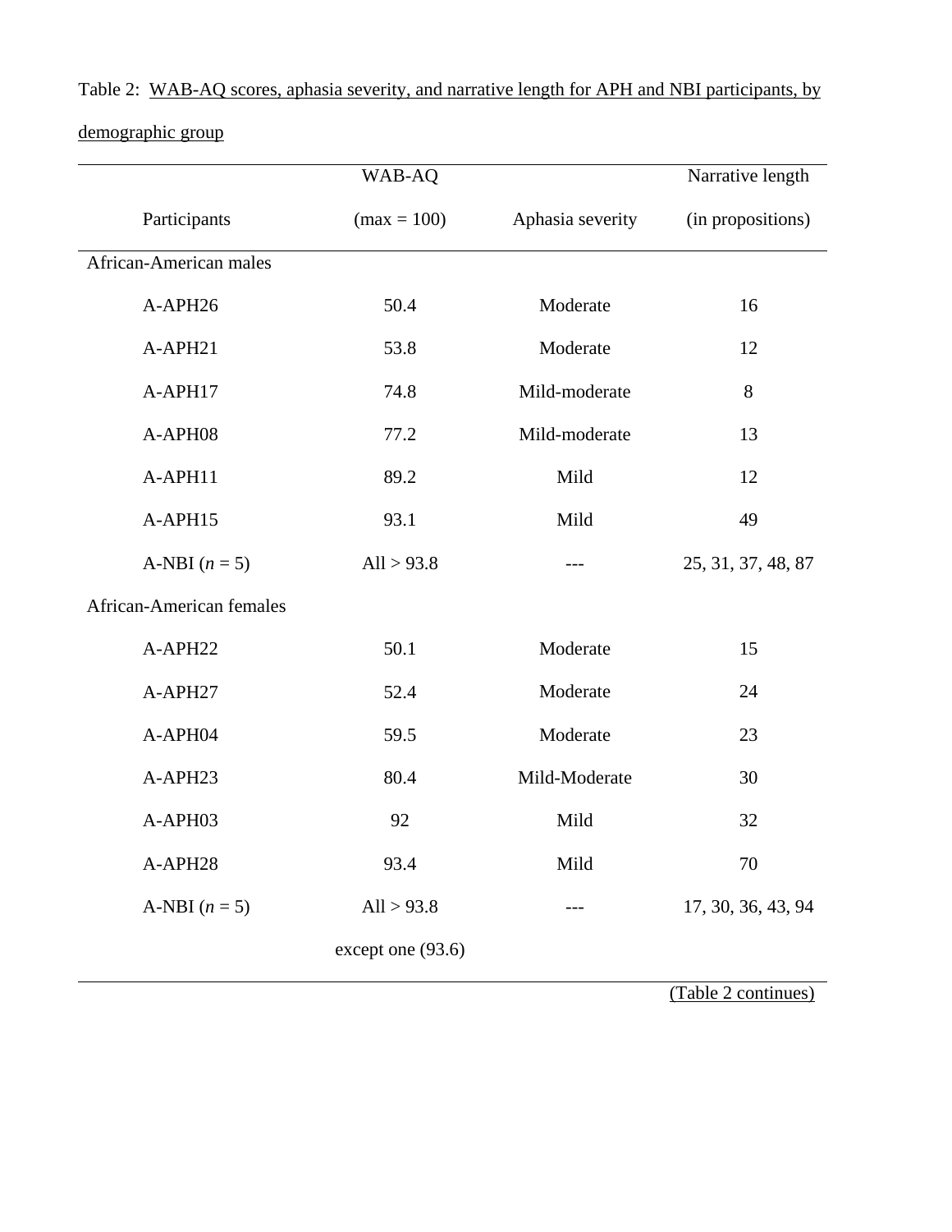Table 2: WAB-AQ scores, aphasia severity, and narrative length for APH and NBI participants, by demographic group

| Participants | WAB-AQ (max = 100) | Aphasia severity | Narrative length (in propositions) |
|---|---|---|---|
| African-American males | | | |
| A-APH26 | 50.4 | Moderate | 16 |
| A-APH21 | 53.8 | Moderate | 12 |
| A-APH17 | 74.8 | Mild-moderate | 8 |
| A-APH08 | 77.2 | Mild-moderate | 13 |
| A-APH11 | 89.2 | Mild | 12 |
| A-APH15 | 93.1 | Mild | 49 |
| A-NBI (*n* = 5) | All > 93.8 | --- | 25, 31, 37, 48, 87 |
| African-American females | | | |
| A-APH22 | 50.1 | Moderate | 15 |
| A-APH27 | 52.4 | Moderate | 24 |
| A-APH04 | 59.5 | Moderate | 23 |
| A-APH23 | 80.4 | Mild-Moderate | 30 |
| A-APH03 | 92 | Mild | 32 |
| A-APH28 | 93.4 | Mild | 70 |
| A-NBI (*n* = 5) | All > 93.8 except one (93.6) | --- | 17, 30, 36, 43, 94 |

(Table 2 continues)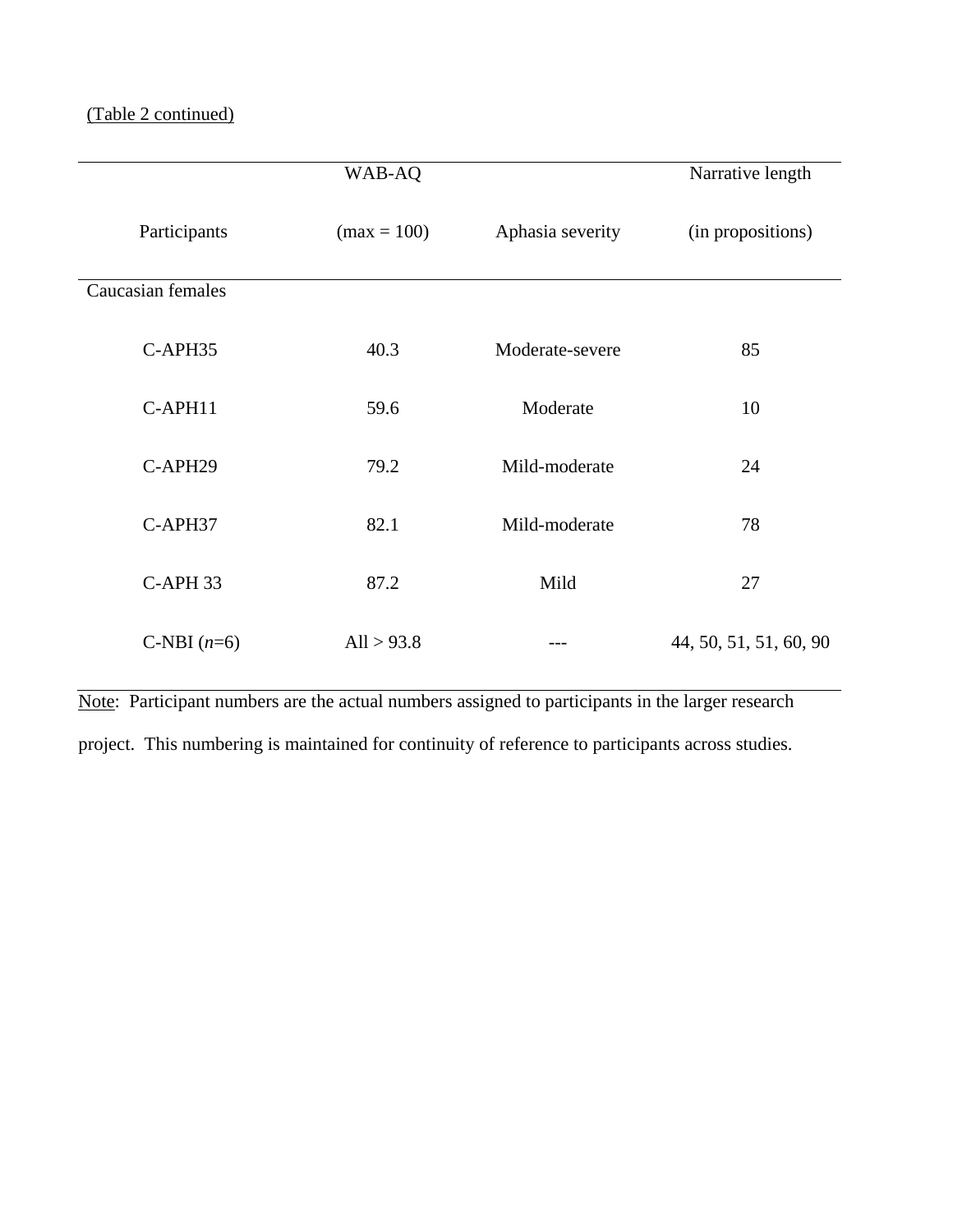(Table 2 continued)

| Participants | WAB-AQ (max = 100) | Aphasia severity | Narrative length (in propositions) |
|---|---|---|---|
| Caucasian females | | | |
| C-APH35 | 40.3 | Moderate-severe | 85 |
| C-APH11 | 59.6 | Moderate | 10 |
| C-APH29 | 79.2 | Mild-moderate | 24 |
| C-APH37 | 82.1 | Mild-moderate | 78 |
| C-APH 33 | 87.2 | Mild | 27 |
| C-NBI (*n*=6) | All > 93.8 | --- | 44, 50, 51, 51, 60, 90 |

Note: Participant numbers are the actual numbers assigned to participants in the larger research project. This numbering is maintained for continuity of reference to participants across studies.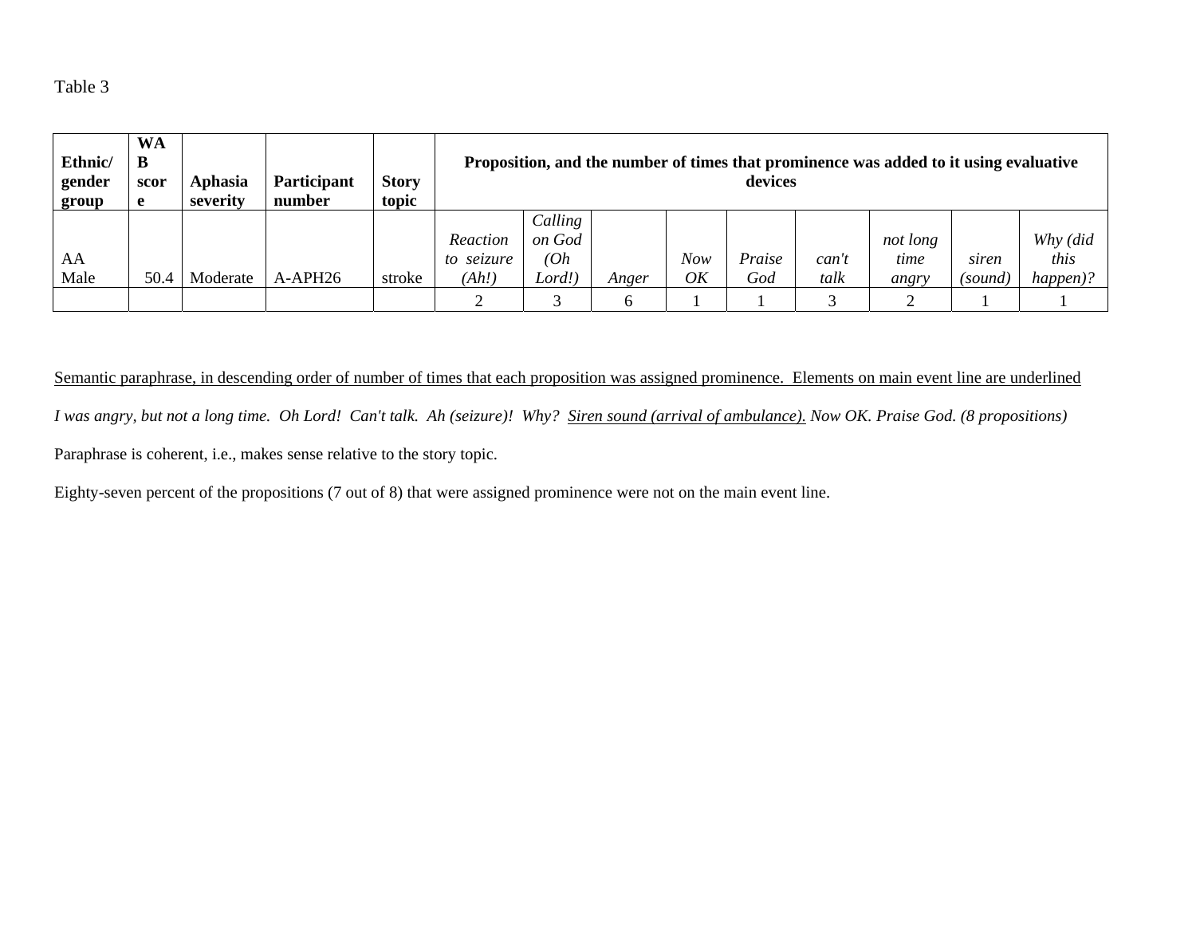Table 3

| **Ethnic/ gender group** | **WAB score** | **Aphasia severity** | **Participant number** | **Story topic** | **Proposition, and the number of times that prominence was added to it using evaluative devices** | | | | | | | | |
|---|---|---|---|---|---|---|---|---|---|---|---|---|---|
| AA Male | 50.4 | Moderate | A-APH26 | stroke | *Reaction to seizure (Ah!)* | *Calling on God (Oh Lord!)* | *Anger* | *Now OK* | *Praise God* | *can't talk* | *not long time angry* | *siren (sound)* | *Why (did this happen)?* |
| | | | | | 2 | 3 | 6 | 1 | 1 | 3 | 2 | 1 | 1 |

Semantic paraphrase, in descending order of number of times that each proposition was assigned prominence. Elements on main event line are underlined

*I was angry, but not a long time. Oh Lord! Can't talk. Ah (seizure)! Why? Siren sound (arrival of ambulance). Now OK. Praise God. (8 propositions)*

Paraphrase is coherent, i.e., makes sense relative to the story topic.

Eighty-seven percent of the propositions (7 out of 8) that were assigned prominence were not on the main event line.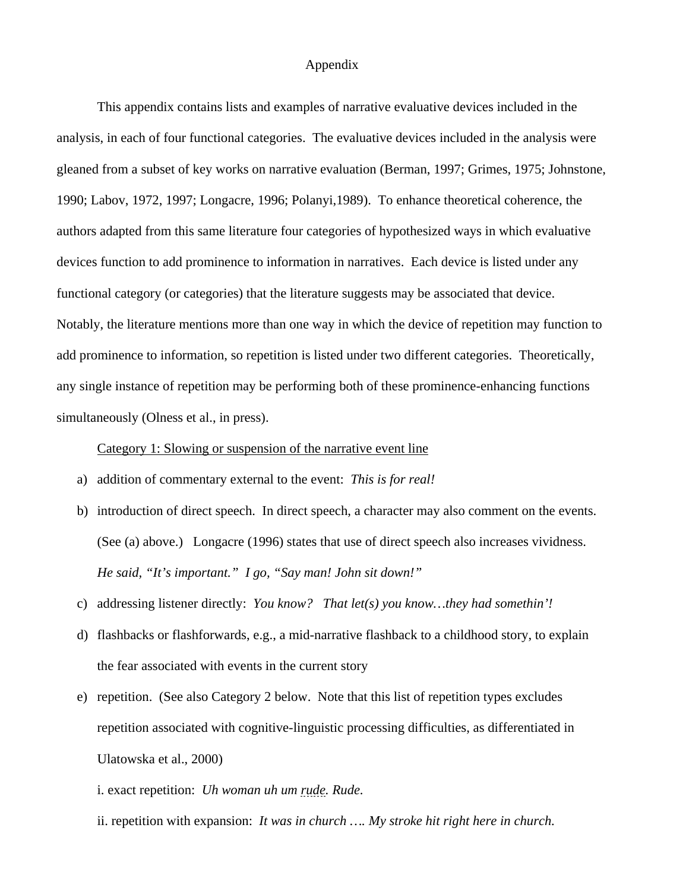# Appendix

This appendix contains lists and examples of narrative evaluative devices included in the analysis, in each of four functional categories. The evaluative devices included in the analysis were gleaned from a subset of key works on narrative evaluation (Berman, 1997; Grimes, 1975; Johnstone, 1990; Labov, 1972, 1997; Longacre, 1996; Polanyi,1989). To enhance theoretical coherence, the authors adapted from this same literature four categories of hypothesized ways in which evaluative devices function to add prominence to information in narratives. Each device is listed under any functional category (or categories) that the literature suggests may be associated that device. Notably, the literature mentions more than one way in which the device of repetition may function to add prominence to information, so repetition is listed under two different categories. Theoretically, any single instance of repetition may be performing both of these prominence-enhancing functions simultaneously (Olness et al., in press).

<u>Category 1: Slowing or suspension of the narrative event line</u>

a) addition of commentary external to the event: *This is for real!*

b) introduction of direct speech. In direct speech, a character may also comment on the events. (See (a) above.) Longacre (1996) states that use of direct speech also increases vividness. *He said, "It's important." I go, "Say man! John sit down!"*

c) addressing listener directly: *You know? That let(s) you know…they had somethin'!*

d) flashbacks or flashforwards, e.g., a mid-narrative flashback to a childhood story, to explain the fear associated with events in the current story

e) repetition. (See also Category 2 below. Note that this list of repetition types excludes repetition associated with cognitive-linguistic processing difficulties, as differentiated in Ulatowska et al., 2000)

   i. exact repetition: *Uh woman uh um rude. Rude.*

   ii. repetition with expansion: *It was in church …. My stroke hit right here in church.*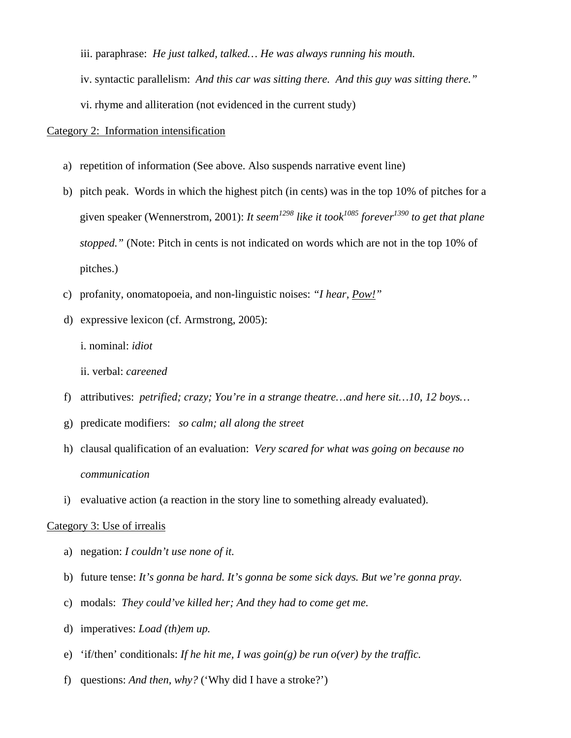iii. paraphrase: *He just talked, talked… He was always running his mouth.*

iv. syntactic parallelism: *And this car was sitting there. And this guy was sitting there."*

vi. rhyme and alliteration (not evidenced in the current study)

<u>Category 2: Information intensification</u>

a) repetition of information (See above. Also suspends narrative event line)

b) pitch peak. Words in which the highest pitch (in cents) was in the top 10% of pitches for a given speaker (Wennerstrom, 2001): *It seem$^{1298}$ like it took$^{1085}$ forever$^{1390}$ to get that plane stopped."* (Note: Pitch in cents is not indicated on words which are not in the top 10% of pitches.)

c) profanity, onomatopoeia, and non-linguistic noises: *"I hear, <u>Pow!</u>"*

d) expressive lexicon (cf. Armstrong, 2005):

   i. nominal: *idiot*

   ii. verbal: *careened*

f) attributives: *petrified; crazy; You're in a strange theatre…and here sit…10, 12 boys…*

g) predicate modifiers: *so calm; all along the street*

h) clausal qualification of an evaluation: *Very scared for what was going on because no communication*

i) evaluative action (a reaction in the story line to something already evaluated).

<u>Category 3: Use of irrealis</u>

a) negation: *I couldn't use none of it.*

b) future tense: *It's gonna be hard. It's gonna be some sick days. But we're gonna pray.*

c) modals: *They could've killed her; And they had to come get me.*

d) imperatives: *Load (th)em up.*

e) 'if/then' conditionals: *If he hit me, I was goin(g) be run o(ver) by the traffic.*

f) questions: *And then, why?* ('Why did I have a stroke?')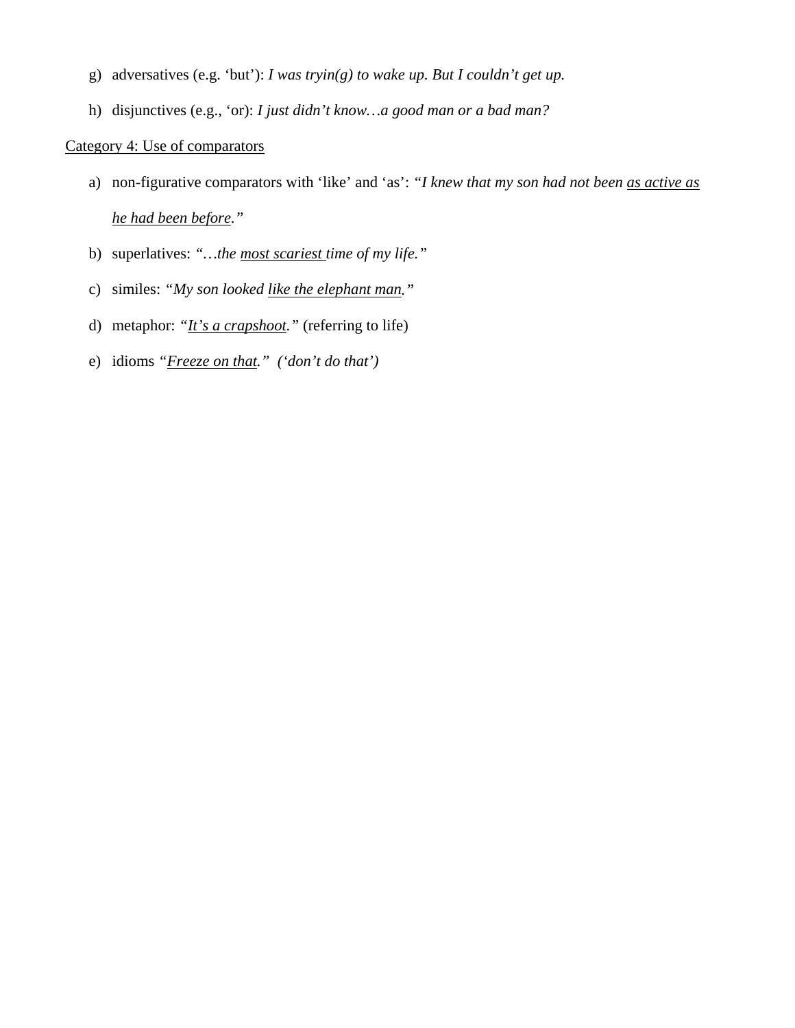g) adversatives (e.g. ‘but’): *I was tryin(g) to wake up. But I couldn’t get up.*

h) disjunctives (e.g., ‘or’): *I just didn’t know…a good man or a bad man?*

<u>Category 4: Use of comparators</u>

a) non-figurative comparators with ‘like’ and ‘as’: *“I knew that my son had not been <u>as active as he had been before</u>.”*

b) superlatives: *“…the <u>most scariest</u> time of my life.”*

c) similes: *“My son looked <u>like the elephant man</u>.”*

d) metaphor: *“<u>It’s a crapshoot</u>.”* (referring to life)

e) idioms *“<u>Freeze on that</u>.” (‘don’t do that’)*